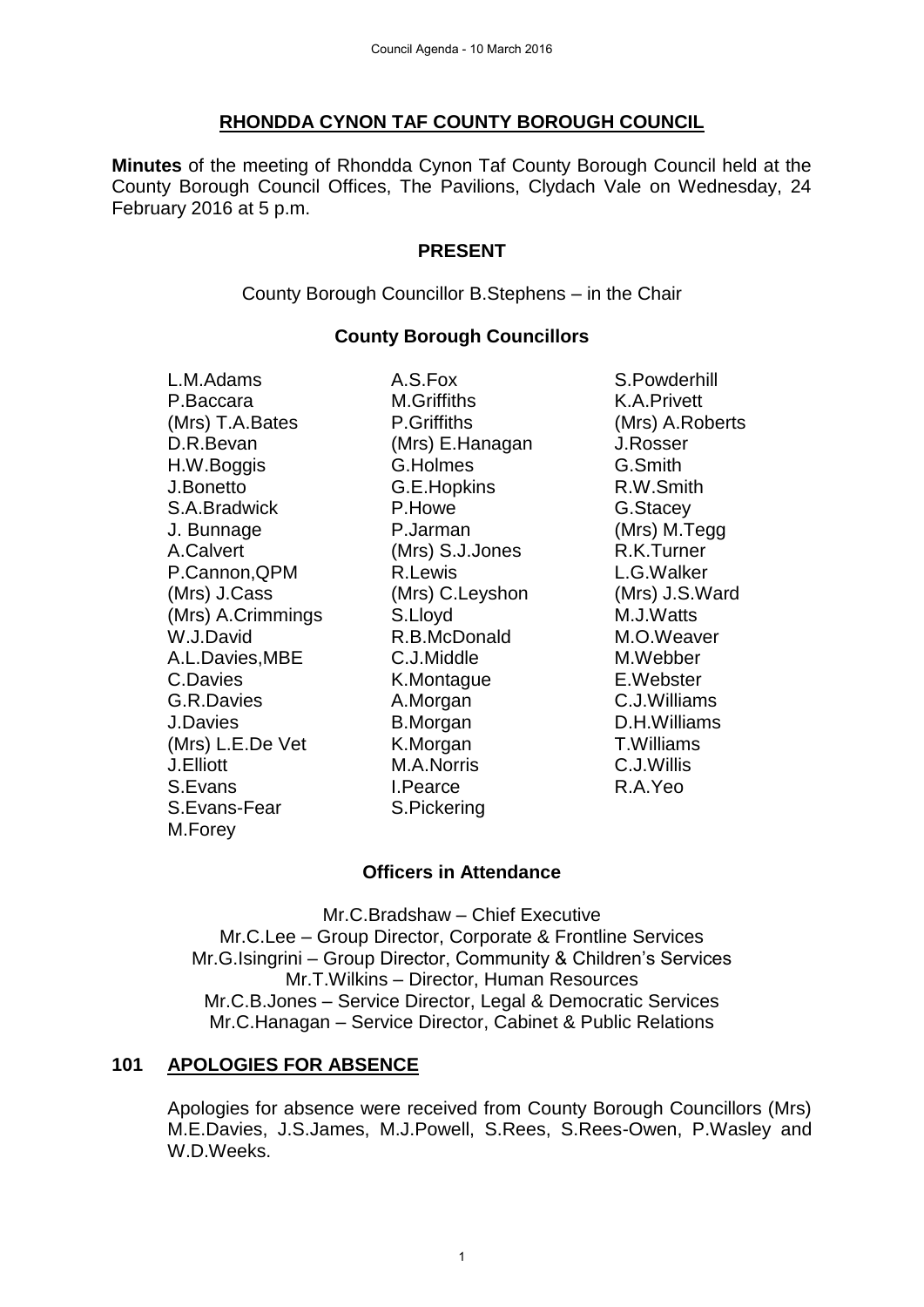## RHONDDA CYNON TAF COUNTY BOROUGH COUNCIL

**Minutes** of the meeting of Rhondda Cynon Taf County Borough Council held at the County Borough Council Offices, The Pavilions, Clydach Vale on Wednesday, 24 February 2016 at 5 p.m.

### PRESENT

County Borough Councillor B.Stephens – in the Chair

### County Borough Councillors

| | | |
|---|---|---|
| L.M.Adams | A.S.Fox | S.Powderhill |
| P.Baccara | M.Griffiths | K.A.Privett |
| (Mrs) T.A.Bates | P.Griffiths | (Mrs) A.Roberts |
| D.R.Bevan | (Mrs) E.Hanagan | J.Rosser |
| H.W.Boggis | G.Holmes | G.Smith |
| J.Bonetto | G.E.Hopkins | R.W.Smith |
| S.A.Bradwick | P.Howe | G.Stacey |
| J. Bunnage | P.Jarman | (Mrs) M.Tegg |
| A.Calvert | (Mrs) S.J.Jones | R.K.Turner |
| P.Cannon,QPM | R.Lewis | L.G.Walker |
| (Mrs) J.Cass | (Mrs) C.Leyshon | (Mrs) J.S.Ward |
| (Mrs) A.Crimmings | S.Lloyd | M.J.Watts |
| W.J.David | R.B.McDonald | M.O.Weaver |
| A.L.Davies,MBE | C.J.Middle | M.Webber |
| C.Davies | K.Montague | E.Webster |
| G.R.Davies | A.Morgan | C.J.Williams |
| J.Davies | B.Morgan | D.H.Williams |
| (Mrs) L.E.De Vet | K.Morgan | T.Williams |
| J.Elliott | M.A.Norris | C.J.Willis |
| S.Evans | I.Pearce | R.A.Yeo |
| S.Evans-Fear | S.Pickering | |
| M.Forey | | |

### Officers in Attendance

Mr.C.Bradshaw – Chief Executive
Mr.C.Lee – Group Director, Corporate & Frontline Services
Mr.G.Isingrini – Group Director, Community & Children's Services
Mr.T.Wilkins – Director, Human Resources
Mr.C.B.Jones – Service Director, Legal & Democratic Services
Mr.C.Hanagan – Service Director, Cabinet & Public Relations

### 101 APOLOGIES FOR ABSENCE

Apologies for absence were received from County Borough Councillors (Mrs) M.E.Davies, J.S.James, M.J.Powell, S.Rees, S.Rees-Owen, P.Wasley and W.D.Weeks.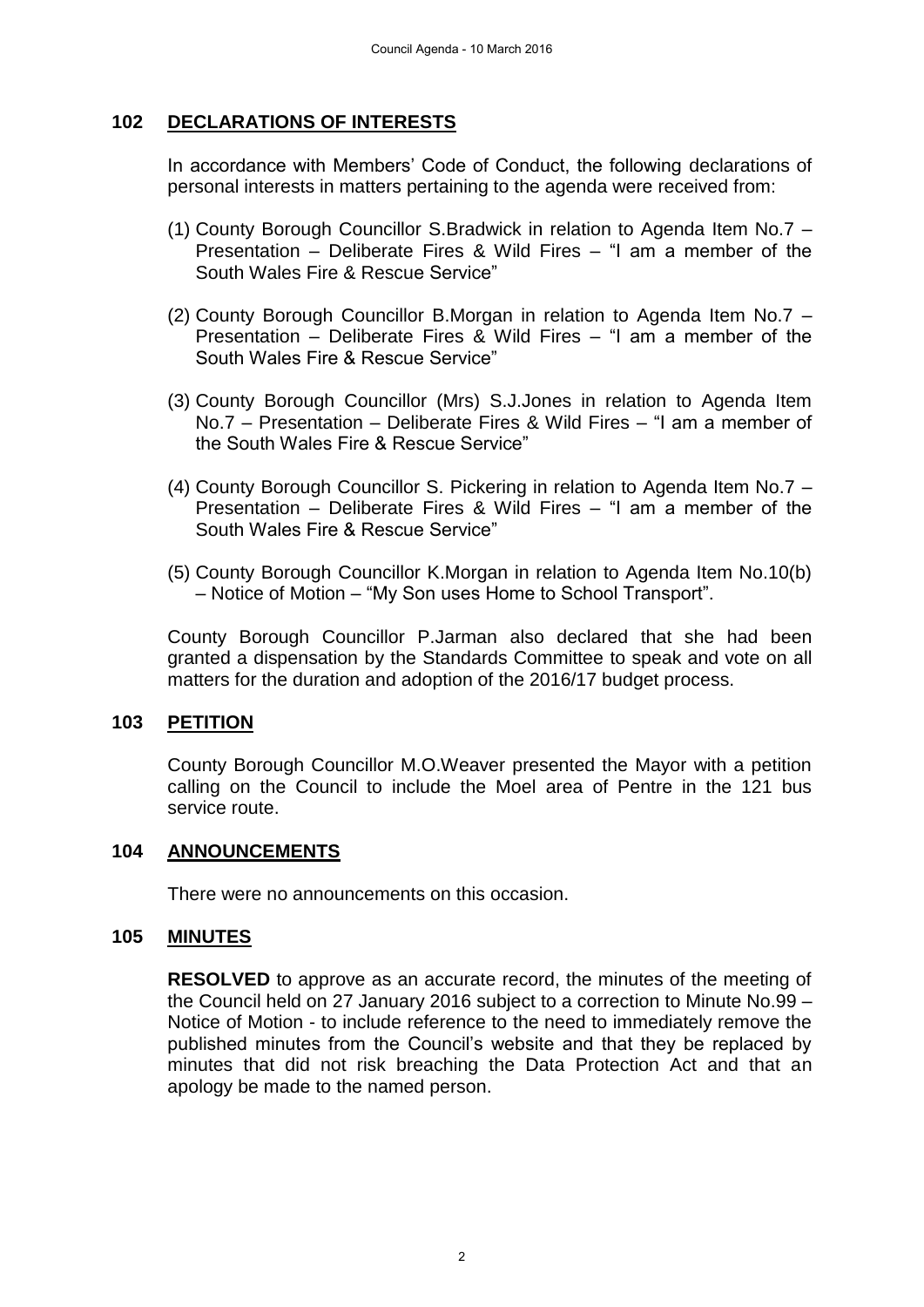## 102 DECLARATIONS OF INTERESTS

In accordance with Members' Code of Conduct, the following declarations of personal interests in matters pertaining to the agenda were received from:

(1) County Borough Councillor S.Bradwick in relation to Agenda Item No.7 – Presentation – Deliberate Fires & Wild Fires – "I am a member of the South Wales Fire & Rescue Service"

(2) County Borough Councillor B.Morgan in relation to Agenda Item No.7 – Presentation – Deliberate Fires & Wild Fires – "I am a member of the South Wales Fire & Rescue Service"

(3) County Borough Councillor (Mrs) S.J.Jones in relation to Agenda Item No.7 – Presentation – Deliberate Fires & Wild Fires – "I am a member of the South Wales Fire & Rescue Service"

(4) County Borough Councillor S. Pickering in relation to Agenda Item No.7 – Presentation – Deliberate Fires & Wild Fires – "I am a member of the South Wales Fire & Rescue Service"

(5) County Borough Councillor K.Morgan in relation to Agenda Item No.10(b) – Notice of Motion – "My Son uses Home to School Transport".

County Borough Councillor P.Jarman also declared that she had been granted a dispensation by the Standards Committee to speak and vote on all matters for the duration and adoption of the 2016/17 budget process.

## 103 PETITION

County Borough Councillor M.O.Weaver presented the Mayor with a petition calling on the Council to include the Moel area of Pentre in the 121 bus service route.

## 104 ANNOUNCEMENTS

There were no announcements on this occasion.

## 105 MINUTES

**RESOLVED** to approve as an accurate record, the minutes of the meeting of the Council held on 27 January 2016 subject to a correction to Minute No.99 – Notice of Motion - to include reference to the need to immediately remove the published minutes from the Council's website and that they be replaced by minutes that did not risk breaching the Data Protection Act and that an apology be made to the named person.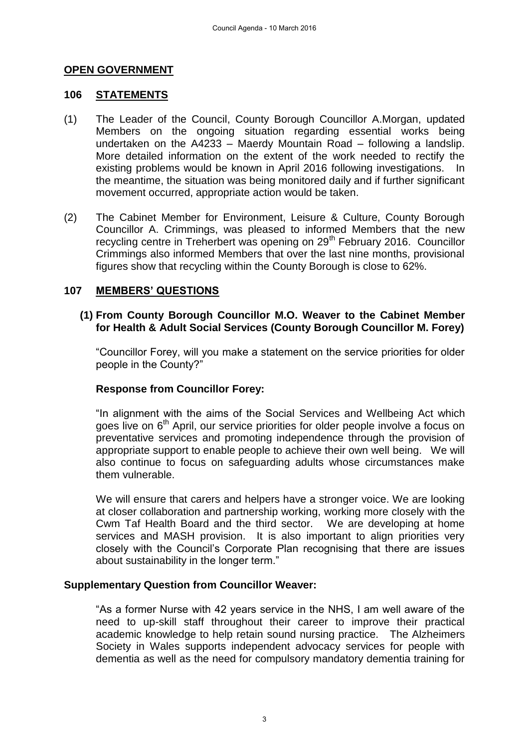## OPEN GOVERNMENT

## 106 STATEMENTS

(1) The Leader of the Council, County Borough Councillor A.Morgan, updated Members on the ongoing situation regarding essential works being undertaken on the A4233 – Maerdy Mountain Road – following a landslip. More detailed information on the extent of the work needed to rectify the existing problems would be known in April 2016 following investigations. In the meantime, the situation was being monitored daily and if further significant movement occurred, appropriate action would be taken.

(2) The Cabinet Member for Environment, Leisure & Culture, County Borough Councillor A. Crimmings, was pleased to informed Members that the new recycling centre in Treherbert was opening on 29th February 2016. Councillor Crimmings also informed Members that over the last nine months, provisional figures show that recycling within the County Borough is close to 62%.

## 107 MEMBERS' QUESTIONS

**(1) From County Borough Councillor M.O. Weaver to the Cabinet Member for Health & Adult Social Services (County Borough Councillor M. Forey)**

"Councillor Forey, will you make a statement on the service priorities for older people in the County?"

**Response from Councillor Forey:**

"In alignment with the aims of the Social Services and Wellbeing Act which goes live on 6th April, our service priorities for older people involve a focus on preventative services and promoting independence through the provision of appropriate support to enable people to achieve their own well being. We will also continue to focus on safeguarding adults whose circumstances make them vulnerable.

We will ensure that carers and helpers have a stronger voice. We are looking at closer collaboration and partnership working, working more closely with the Cwm Taf Health Board and the third sector. We are developing at home services and MASH provision. It is also important to align priorities very closely with the Council's Corporate Plan recognising that there are issues about sustainability in the longer term."

**Supplementary Question from Councillor Weaver:**

"As a former Nurse with 42 years service in the NHS, I am well aware of the need to up-skill staff throughout their career to improve their practical academic knowledge to help retain sound nursing practice. The Alzheimers Society in Wales supports independent advocacy services for people with dementia as well as the need for compulsory mandatory dementia training for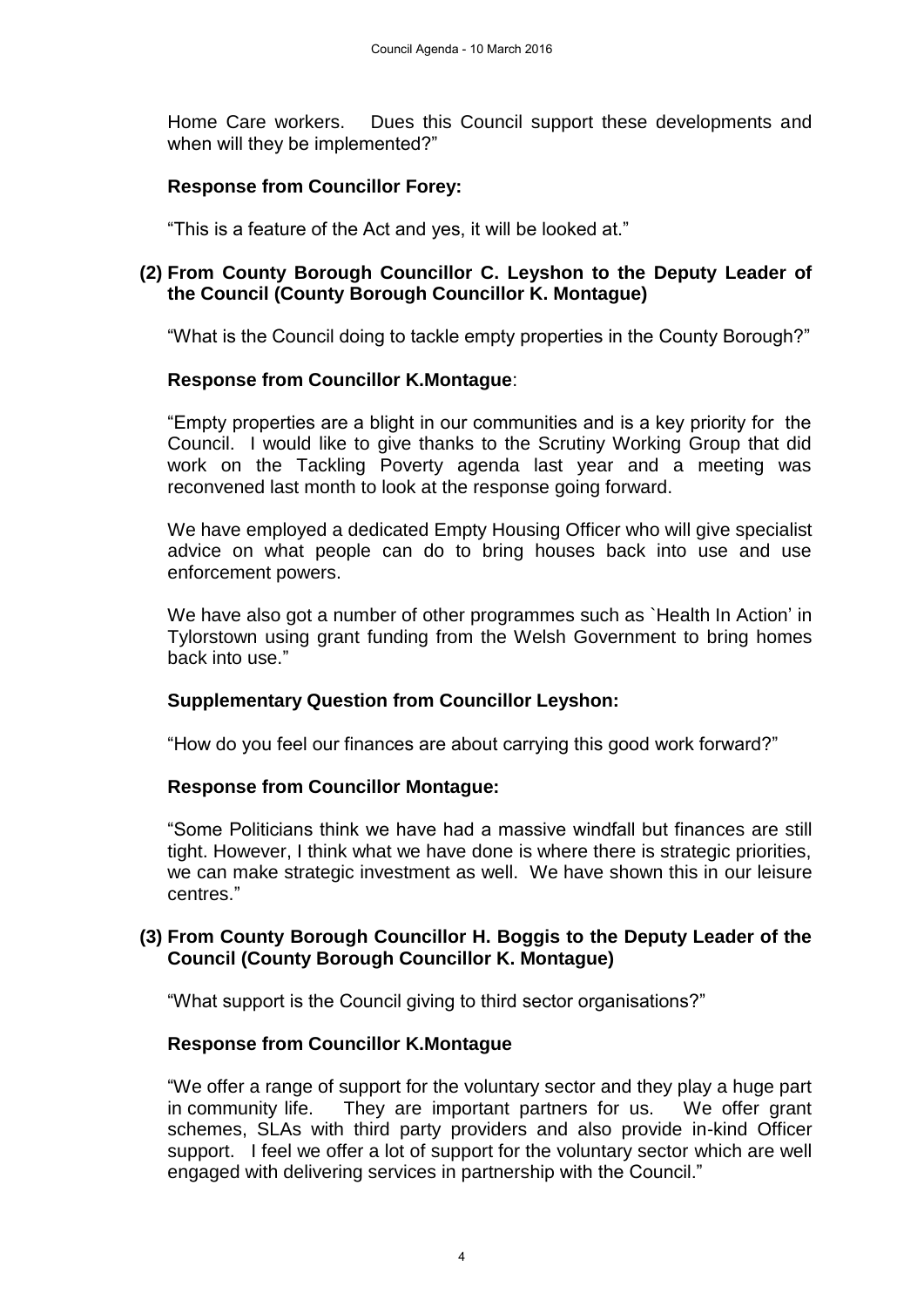Home Care workers. Dues this Council support these developments and when will they be implemented?"

**Response from Councillor Forey:**

"This is a feature of the Act and yes, it will be looked at."

**(2) From County Borough Councillor C. Leyshon to the Deputy Leader of the Council (County Borough Councillor K. Montague)**

"What is the Council doing to tackle empty properties in the County Borough?"

**Response from Councillor K.Montague**:

"Empty properties are a blight in our communities and is a key priority for the Council. I would like to give thanks to the Scrutiny Working Group that did work on the Tackling Poverty agenda last year and a meeting was reconvened last month to look at the response going forward.

We have employed a dedicated Empty Housing Officer who will give specialist advice on what people can do to bring houses back into use and use enforcement powers.

We have also got a number of other programmes such as `Health In Action' in Tylorstown using grant funding from the Welsh Government to bring homes back into use."

**Supplementary Question from Councillor Leyshon:**

"How do you feel our finances are about carrying this good work forward?"

**Response from Councillor Montague:**

"Some Politicians think we have had a massive windfall but finances are still tight. However, I think what we have done is where there is strategic priorities, we can make strategic investment as well. We have shown this in our leisure centres."

**(3) From County Borough Councillor H. Boggis to the Deputy Leader of the Council (County Borough Councillor K. Montague)**

"What support is the Council giving to third sector organisations?"

**Response from Councillor K.Montague**

"We offer a range of support for the voluntary sector and they play a huge part in community life. They are important partners for us. We offer grant schemes, SLAs with third party providers and also provide in-kind Officer support. I feel we offer a lot of support for the voluntary sector which are well engaged with delivering services in partnership with the Council."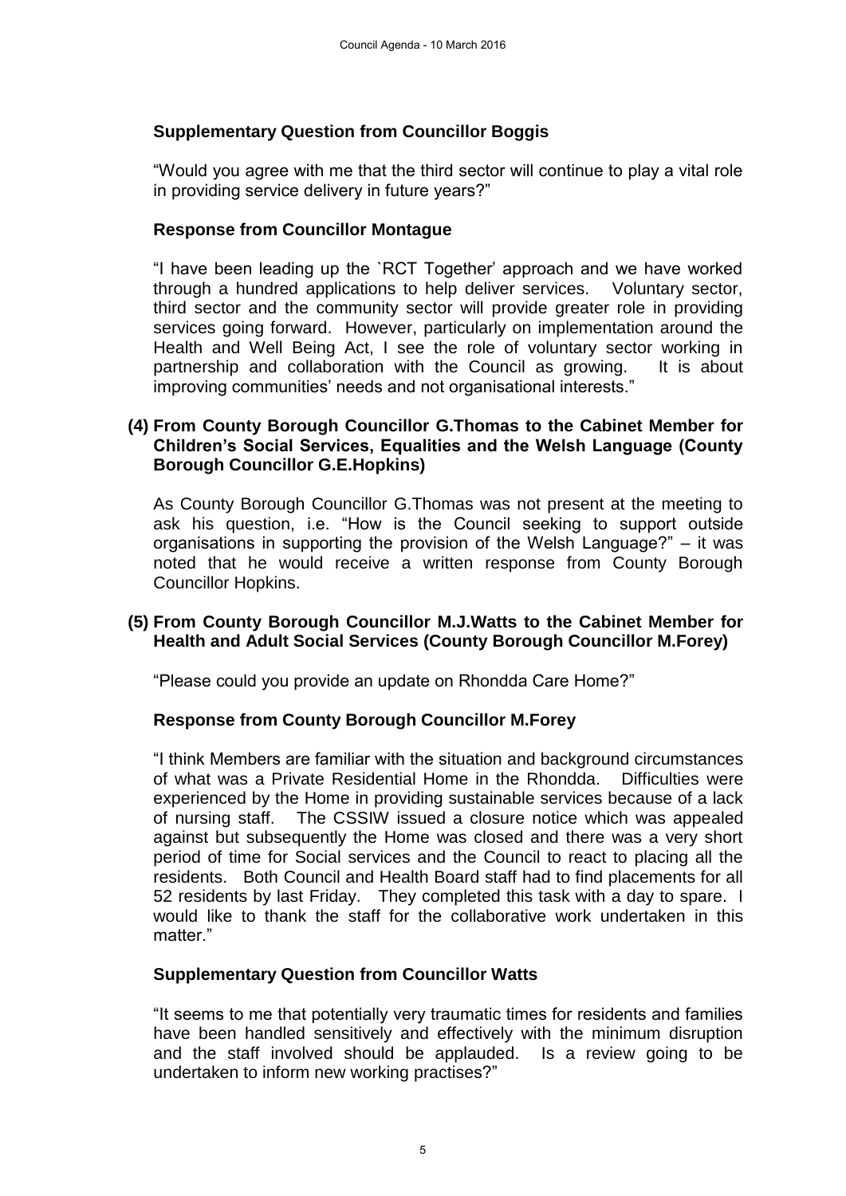**Supplementary Question from Councillor Boggis**

"Would you agree with me that the third sector will continue to play a vital role in providing service delivery in future years?"

**Response from Councillor Montague**

"I have been leading up the `RCT Together' approach and we have worked through a hundred applications to help deliver services. Voluntary sector, third sector and the community sector will provide greater role in providing services going forward. However, particularly on implementation around the Health and Well Being Act, I see the role of voluntary sector working in partnership and collaboration with the Council as growing. It is about improving communities' needs and not organisational interests."

**(4) From County Borough Councillor G.Thomas to the Cabinet Member for Children's Social Services, Equalities and the Welsh Language (County Borough Councillor G.E.Hopkins)**

As County Borough Councillor G.Thomas was not present at the meeting to ask his question, i.e. "How is the Council seeking to support outside organisations in supporting the provision of the Welsh Language?" – it was noted that he would receive a written response from County Borough Councillor Hopkins.

**(5) From County Borough Councillor M.J.Watts to the Cabinet Member for Health and Adult Social Services (County Borough Councillor M.Forey)**

"Please could you provide an update on Rhondda Care Home?"

**Response from County Borough Councillor M.Forey**

"I think Members are familiar with the situation and background circumstances of what was a Private Residential Home in the Rhondda. Difficulties were experienced by the Home in providing sustainable services because of a lack of nursing staff. The CSSIW issued a closure notice which was appealed against but subsequently the Home was closed and there was a very short period of time for Social services and the Council to react to placing all the residents. Both Council and Health Board staff had to find placements for all 52 residents by last Friday. They completed this task with a day to spare. I would like to thank the staff for the collaborative work undertaken in this matter."

**Supplementary Question from Councillor Watts**

"It seems to me that potentially very traumatic times for residents and families have been handled sensitively and effectively with the minimum disruption and the staff involved should be applauded. Is a review going to be undertaken to inform new working practises?"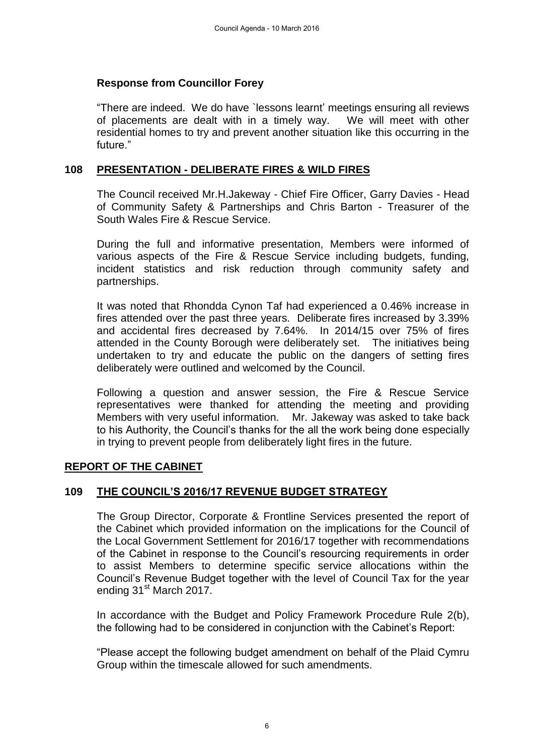**Response from Councillor Forey**

"There are indeed. We do have `lessons learnt' meetings ensuring all reviews of placements are dealt with in a timely way. We will meet with other residential homes to try and prevent another situation like this occurring in the future."

## 108 PRESENTATION - DELIBERATE FIRES & WILD FIRES

The Council received Mr.H.Jakeway - Chief Fire Officer, Garry Davies - Head of Community Safety & Partnerships and Chris Barton - Treasurer of the South Wales Fire & Rescue Service.

During the full and informative presentation, Members were informed of various aspects of the Fire & Rescue Service including budgets, funding, incident statistics and risk reduction through community safety and partnerships.

It was noted that Rhondda Cynon Taf had experienced a 0.46% increase in fires attended over the past three years. Deliberate fires increased by 3.39% and accidental fires decreased by 7.64%. In 2014/15 over 75% of fires attended in the County Borough were deliberately set. The initiatives being undertaken to try and educate the public on the dangers of setting fires deliberately were outlined and welcomed by the Council.

Following a question and answer session, the Fire & Rescue Service representatives were thanked for attending the meeting and providing Members with very useful information. Mr. Jakeway was asked to take back to his Authority, the Council's thanks for the all the work being done especially in trying to prevent people from deliberately light fires in the future.

## REPORT OF THE CABINET

## 109 THE COUNCIL'S 2016/17 REVENUE BUDGET STRATEGY

The Group Director, Corporate & Frontline Services presented the report of the Cabinet which provided information on the implications for the Council of the Local Government Settlement for 2016/17 together with recommendations of the Cabinet in response to the Council's resourcing requirements in order to assist Members to determine specific service allocations within the Council's Revenue Budget together with the level of Council Tax for the year ending 31st March 2017.

In accordance with the Budget and Policy Framework Procedure Rule 2(b), the following had to be considered in conjunction with the Cabinet's Report:

"Please accept the following budget amendment on behalf of the Plaid Cymru Group within the timescale allowed for such amendments.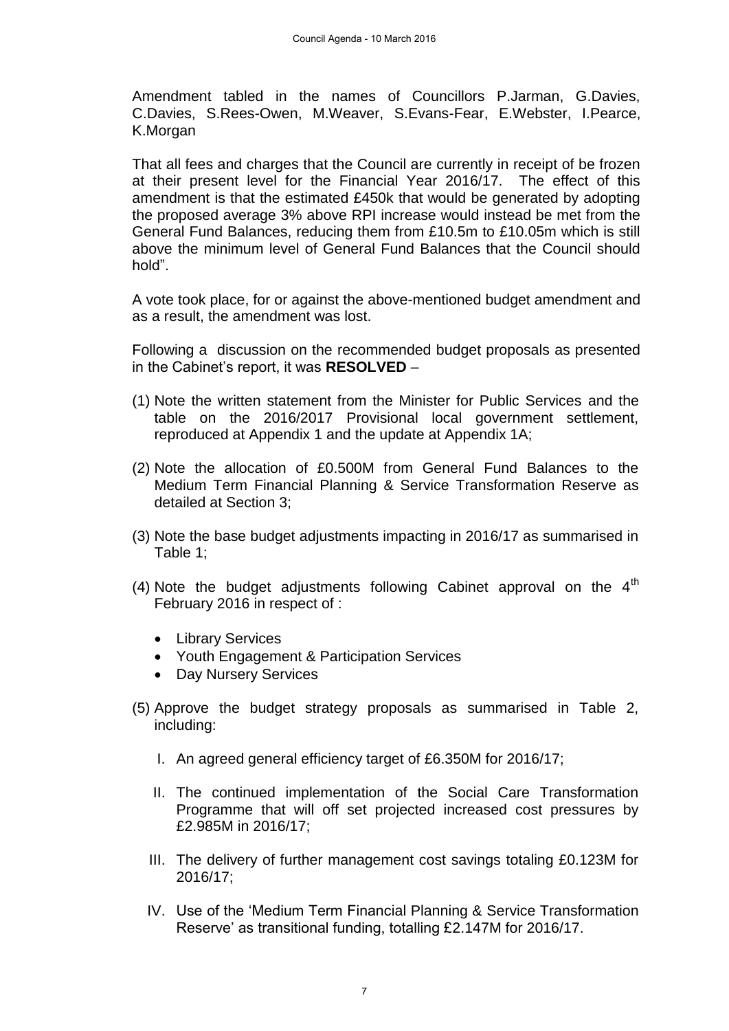Amendment tabled in the names of Councillors P.Jarman, G.Davies, C.Davies, S.Rees-Owen, M.Weaver, S.Evans-Fear, E.Webster, I.Pearce, K.Morgan

That all fees and charges that the Council are currently in receipt of be frozen at their present level for the Financial Year 2016/17. The effect of this amendment is that the estimated £450k that would be generated by adopting the proposed average 3% above RPI increase would instead be met from the General Fund Balances, reducing them from £10.5m to £10.05m which is still above the minimum level of General Fund Balances that the Council should hold".

A vote took place, for or against the above-mentioned budget amendment and as a result, the amendment was lost.

Following a discussion on the recommended budget proposals as presented in the Cabinet's report, it was **RESOLVED** –

(1) Note the written statement from the Minister for Public Services and the table on the 2016/2017 Provisional local government settlement, reproduced at Appendix 1 and the update at Appendix 1A;

(2) Note the allocation of £0.500M from General Fund Balances to the Medium Term Financial Planning & Service Transformation Reserve as detailed at Section 3;

(3) Note the base budget adjustments impacting in 2016/17 as summarised in Table 1;

(4) Note the budget adjustments following Cabinet approval on the 4th February 2016 in respect of :

- Library Services
- Youth Engagement & Participation Services
- Day Nursery Services

(5) Approve the budget strategy proposals as summarised in Table 2, including:

    I. An agreed general efficiency target of £6.350M for 2016/17;

    II. The continued implementation of the Social Care Transformation Programme that will off set projected increased cost pressures by £2.985M in 2016/17;

    III. The delivery of further management cost savings totaling £0.123M for 2016/17;

    IV. Use of the 'Medium Term Financial Planning & Service Transformation Reserve' as transitional funding, totalling £2.147M for 2016/17.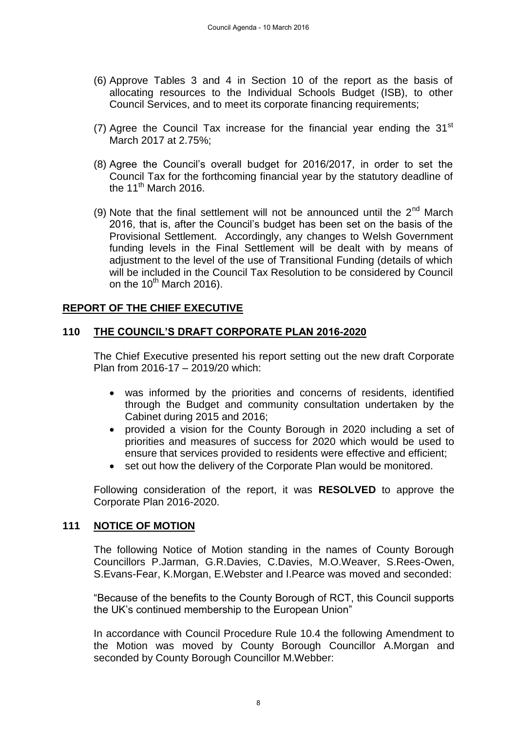(6) Approve Tables 3 and 4 in Section 10 of the report as the basis of allocating resources to the Individual Schools Budget (ISB), to other Council Services, and to meet its corporate financing requirements;

(7) Agree the Council Tax increase for the financial year ending the 31st March 2017 at 2.75%;

(8) Agree the Council's overall budget for 2016/2017, in order to set the Council Tax for the forthcoming financial year by the statutory deadline of the 11th March 2016.

(9) Note that the final settlement will not be announced until the 2nd March 2016, that is, after the Council's budget has been set on the basis of the Provisional Settlement. Accordingly, any changes to Welsh Government funding levels in the Final Settlement will be dealt with by means of adjustment to the level of the use of Transitional Funding (details of which will be included in the Council Tax Resolution to be considered by Council on the 10th March 2016).

## REPORT OF THE CHIEF EXECUTIVE

## 110 THE COUNCIL'S DRAFT CORPORATE PLAN 2016-2020

The Chief Executive presented his report setting out the new draft Corporate Plan from 2016-17 – 2019/20 which:

- was informed by the priorities and concerns of residents, identified through the Budget and community consultation undertaken by the Cabinet during 2015 and 2016;
- provided a vision for the County Borough in 2020 including a set of priorities and measures of success for 2020 which would be used to ensure that services provided to residents were effective and efficient;
- set out how the delivery of the Corporate Plan would be monitored.

Following consideration of the report, it was **RESOLVED** to approve the Corporate Plan 2016-2020.

## 111 NOTICE OF MOTION

The following Notice of Motion standing in the names of County Borough Councillors P.Jarman, G.R.Davies, C.Davies, M.O.Weaver, S.Rees-Owen, S.Evans-Fear, K.Morgan, E.Webster and I.Pearce was moved and seconded:

"Because of the benefits to the County Borough of RCT, this Council supports the UK's continued membership to the European Union"

In accordance with Council Procedure Rule 10.4 the following Amendment to the Motion was moved by County Borough Councillor A.Morgan and seconded by County Borough Councillor M.Webber: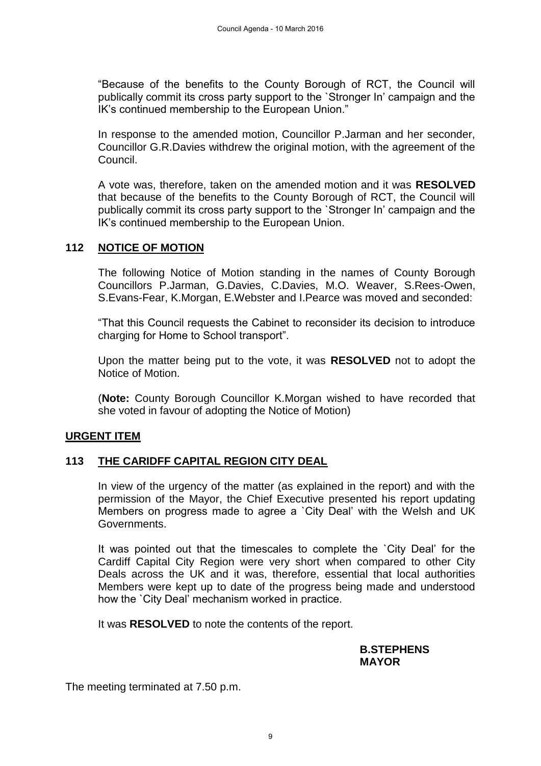"Because of the benefits to the County Borough of RCT, the Council will publically commit its cross party support to the `Stronger In' campaign and the IK's continued membership to the European Union."

In response to the amended motion, Councillor P.Jarman and her seconder, Councillor G.R.Davies withdrew the original motion, with the agreement of the Council.

A vote was, therefore, taken on the amended motion and it was **RESOLVED** that because of the benefits to the County Borough of RCT, the Council will publically commit its cross party support to the `Stronger In' campaign and the IK's continued membership to the European Union.

## 112 NOTICE OF MOTION

The following Notice of Motion standing in the names of County Borough Councillors P.Jarman, G.Davies, C.Davies, M.O. Weaver, S.Rees-Owen, S.Evans-Fear, K.Morgan, E.Webster and I.Pearce was moved and seconded:

"That this Council requests the Cabinet to reconsider its decision to introduce charging for Home to School transport".

Upon the matter being put to the vote, it was **RESOLVED** not to adopt the Notice of Motion.

(**Note:** County Borough Councillor K.Morgan wished to have recorded that she voted in favour of adopting the Notice of Motion)

## URGENT ITEM

## 113 THE CARIDFF CAPITAL REGION CITY DEAL

In view of the urgency of the matter (as explained in the report) and with the permission of the Mayor, the Chief Executive presented his report updating Members on progress made to agree a `City Deal' with the Welsh and UK Governments.

It was pointed out that the timescales to complete the `City Deal' for the Cardiff Capital City Region were very short when compared to other City Deals across the UK and it was, therefore, essential that local authorities Members were kept up to date of the progress being made and understood how the `City Deal' mechanism worked in practice.

It was **RESOLVED** to note the contents of the report.

**B.STEPHENS**
**MAYOR**

The meeting terminated at 7.50 p.m.